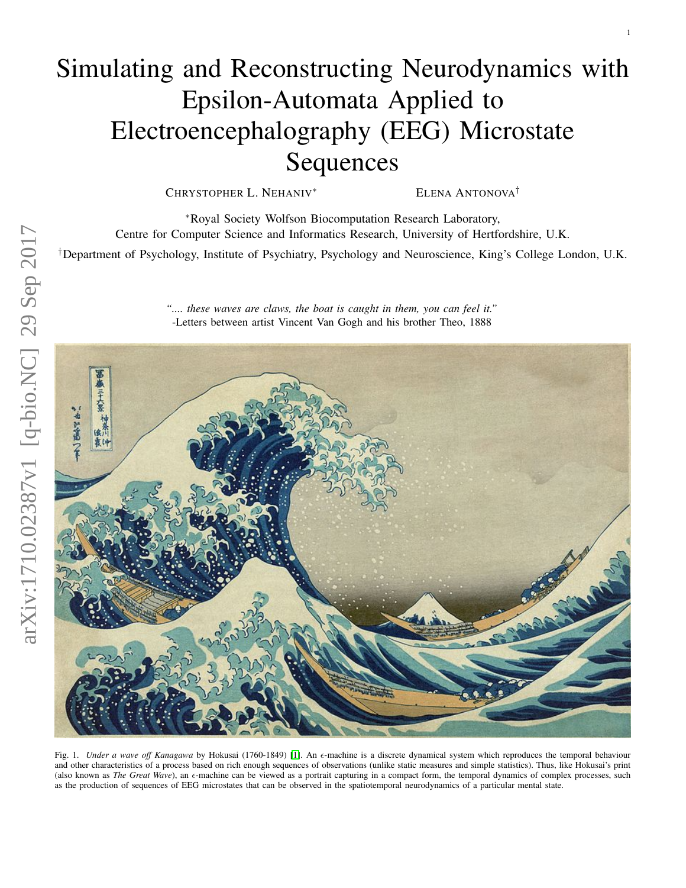# Simulating and Reconstructing Neurodynamics with Epsilon-Automata Applied to Electroencephalography (EEG) Microstate Sequences

Chrystopher L. Nehaniv* Elena Antonova†

*Royal Society Wolfson Biocomputation Research Laboratory, Centre for Computer Science and Informatics Research, University of Hertfordshire, U.K.

†Department of Psychology, Institute of Psychiatry, Psychology and Neuroscience, King's College London, U.K.

*".... these waves are claws, the boat is caught in them, you can feel it."*
-Letters between artist Vincent Van Gogh and his brother Theo, 1888

Fig. 1. *Under a wave off Kanagawa* by Hokusai (1760-1849) [1]. An $\epsilon$-machine is a discrete dynamical system which reproduces the temporal behaviour and other characteristics of a process based on rich enough sequences of observations (unlike static measures and simple statistics). Thus, like Hokusai's print (also known as *The Great Wave*), an $\epsilon$-machine can be viewed as a portrait capturing in a compact form, the temporal dynamics of complex processes, such as the production of sequences of EEG microstates that can be observed in the spatiotemporal neurodynamics of a particular mental state.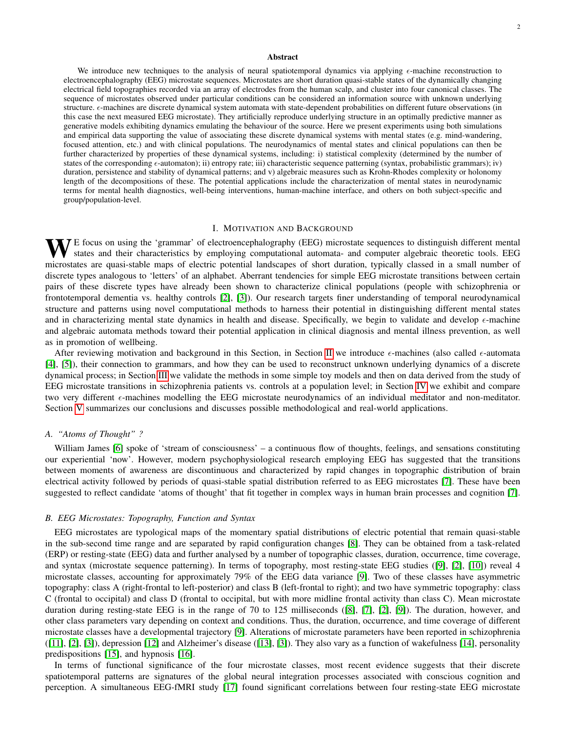## Abstract

We introduce new techniques to the analysis of neural spatiotemporal dynamics via applying $\epsilon$-machine reconstruction to electroencephalography (EEG) microstate sequences. Microstates are short duration quasi-stable states of the dynamically changing electrical field topographies recorded via an array of electrodes from the human scalp, and cluster into four canonical classes. The sequence of microstates observed under particular conditions can be considered an information source with unknown underlying structure. $\epsilon$-machines are discrete dynamical system automata with state-dependent probabilities on different future observations (in this case the next measured EEG microstate). They artificially reproduce underlying structure in an optimally predictive manner as generative models exhibiting dynamics emulating the behaviour of the source. Here we present experiments using both simulations and empirical data supporting the value of associating these discrete dynamical systems with mental states (e.g. mind-wandering, focused attention, etc.) and with clinical populations. The neurodynamics of mental states and clinical populations can then be further characterized by properties of these dynamical systems, including: i) statistical complexity (determined by the number of states of the corresponding $\epsilon$-automaton); ii) entropy rate; iii) characteristic sequence patterning (syntax, probabilistic grammars); iv) duration, persistence and stability of dynamical patterns; and v) algebraic measures such as Krohn-Rhodes complexity or holonomy length of the decompositions of these. The potential applications include the characterization of mental states in neurodynamic terms for mental health diagnostics, well-being interventions, human-machine interface, and others on both subject-specific and group/population-level.

## I. Motivation and Background

We focus on using the 'grammar' of electroencephalography (EEG) microstate sequences to distinguish different mental states and their characteristics by employing computational automata- and computer algebraic theoretic tools. EEG microstates are quasi-stable maps of electric potential landscapes of short duration, typically classed in a small number of discrete types analogous to 'letters' of an alphabet. Aberrant tendencies for simple EEG microstate transitions between certain pairs of these discrete types have already been shown to characterize clinical populations (people with schizophrenia or frontotemporal dementia vs. healthy controls [2], [3]). Our research targets finer understanding of temporal neurodynamical structure and patterns using novel computational methods to harness their potential in distinguishing different mental states and in characterizing mental state dynamics in health and disease. Specifically, we begin to validate and develop $\epsilon$-machine and algebraic automata methods toward their potential application in clinical diagnosis and mental illness prevention, as well as in promotion of wellbeing.

After reviewing motivation and background in this Section, in Section II we introduce $\epsilon$-machines (also called $\epsilon$-automata [4], [5]), their connection to grammars, and how they can be used to reconstruct unknown underlying dynamics of a discrete dynamical process; in Section III we validate the methods in some simple toy models and then on data derived from the study of EEG microstate transitions in schizophrenia patients vs. controls at a population level; in Section IV we exhibit and compare two very different $\epsilon$-machines modelling the EEG microstate neurodynamics of an individual meditator and non-meditator. Section V summarizes our conclusions and discusses possible methodological and real-world applications.

### A. "Atoms of Thought" ?

William James [6] spoke of 'stream of consciousness' – a continuous flow of thoughts, feelings, and sensations constituting our experiential 'now'. However, modern psychophysiological research employing EEG has suggested that the transitions between moments of awareness are discontinuous and characterized by rapid changes in topographic distribution of brain electrical activity followed by periods of quasi-stable spatial distribution referred to as EEG microstates [7]. These have been suggested to reflect candidate 'atoms of thought' that fit together in complex ways in human brain processes and cognition [7].

### B. EEG Microstates: Topography, Function and Syntax

EEG microstates are typological maps of the momentary spatial distributions of electric potential that remain quasi-stable in the sub-second time range and are separated by rapid configuration changes [8]. They can be obtained from a task-related (ERP) or resting-state (EEG) data and further analysed by a number of topographic classes, duration, occurrence, time coverage, and syntax (microstate sequence patterning). In terms of topography, most resting-state EEG studies ([9], [2], [10]) reveal 4 microstate classes, accounting for approximately 79% of the EEG data variance [9]. Two of these classes have asymmetric topography: class A (right-frontal to left-posterior) and class B (left-frontal to right); and two have symmetric topography: class C (frontal to occipital) and class D (frontal to occipital, but with more midline frontal activity than class C). Mean microstate duration during resting-state EEG is in the range of 70 to 125 milliseconds ([8], [7], [2], [9]). The duration, however, and other class parameters vary depending on context and conditions. Thus, the duration, occurrence, and time coverage of different microstate classes have a developmental trajectory [9]. Alterations of microstate parameters have been reported in schizophrenia ([11], [2], [3]), depression [12] and Alzheimer's disease ([13], [3]). They also vary as a function of wakefulness [14], personality predispositions [15], and hypnosis [16].

In terms of functional significance of the four microstate classes, most recent evidence suggests that their discrete spatiotemporal patterns are signatures of the global neural integration processes associated with conscious cognition and perception. A simultaneous EEG-fMRI study [17] found significant correlations between four resting-state EEG microstate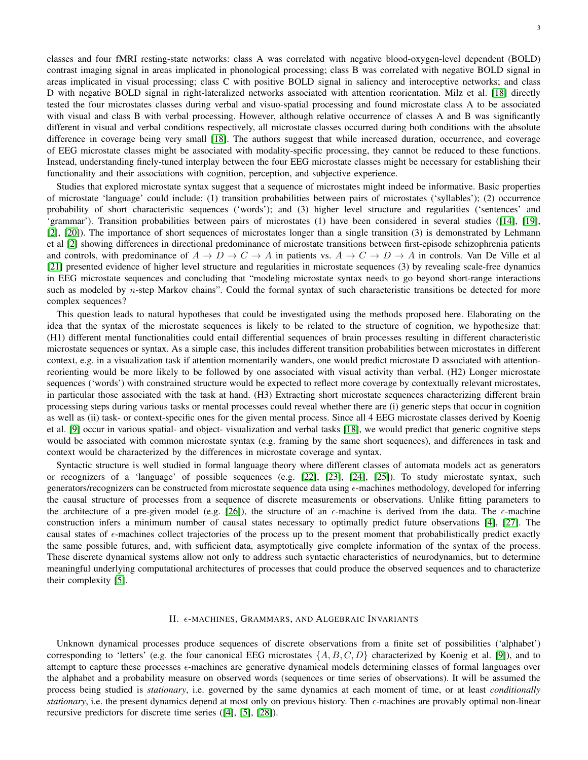classes and four fMRI resting-state networks: class A was correlated with negative blood-oxygen-level dependent (BOLD) contrast imaging signal in areas implicated in phonological processing; class B was correlated with negative BOLD signal in areas implicated in visual processing; class C with positive BOLD signal in saliency and interoceptive networks; and class D with negative BOLD signal in right-lateralized networks associated with attention reorientation. Milz et al. [18] directly tested the four microstates classes during verbal and visuo-spatial processing and found microstate class A to be associated with visual and class B with verbal processing. However, although relative occurrence of classes A and B was significantly different in visual and verbal conditions respectively, all microstate classes occurred during both conditions with the absolute difference in coverage being very small [18]. The authors suggest that while increased duration, occurrence, and coverage of EEG microstate classes might be associated with modality-specific processing, they cannot be reduced to these functions. Instead, understanding finely-tuned interplay between the four EEG microstate classes might be necessary for establishing their functionality and their associations with cognition, perception, and subjective experience.

Studies that explored microstate syntax suggest that a sequence of microstates might indeed be informative. Basic properties of microstate 'language' could include: (1) transition probabilities between pairs of microstates ('syllables'); (2) occurrence probability of short characteristic sequences ('words'); and (3) higher level structure and regularities ('sentences' and 'grammar'). Transition probabilities between pairs of microstates (1) have been considered in several studies ([14], [19], [2], [20]). The importance of short sequences of microstates longer than a single transition (3) is demonstrated by Lehmann et al [2] showing differences in directional predominance of microstate transitions between first-episode schizophrenia patients and controls, with predominance of $A \rightarrow D \rightarrow C \rightarrow A$ in patients vs. $A \rightarrow C \rightarrow D \rightarrow A$ in controls. Van De Ville et al [21] presented evidence of higher level structure and regularities in microstate sequences (3) by revealing scale-free dynamics in EEG microstate sequences and concluding that "modeling microstate syntax needs to go beyond short-range interactions such as modeled by $n$-step Markov chains". Could the formal syntax of such characteristic transitions be detected for more complex sequences?

This question leads to natural hypotheses that could be investigated using the methods proposed here. Elaborating on the idea that the syntax of the microstate sequences is likely to be related to the structure of cognition, we hypothesize that: (H1) different mental functionalities could entail differential sequences of brain processes resulting in different characteristic microstate sequences or syntax. As a simple case, this includes different transition probabilities between microstates in different context, e.g. in a visualization task if attention momentarily wanders, one would predict microstate D associated with attention-reorienting would be more likely to be followed by one associated with visual activity than verbal. (H2) Longer microstate sequences ('words') with constrained structure would be expected to reflect more coverage by contextually relevant microstates, in particular those associated with the task at hand. (H3) Extracting short microstate sequences characterizing different brain processing steps during various tasks or mental processes could reveal whether there are (i) generic steps that occur in cognition as well as (ii) task- or context-specific ones for the given mental process. Since all 4 EEG microstate classes derived by Koenig et al. [9] occur in various spatial- and object- visualization and verbal tasks [18], we would predict that generic cognitive steps would be associated with common microstate syntax (e.g. framing by the same short sequences), and differences in task and context would be characterized by the differences in microstate coverage and syntax.

Syntactic structure is well studied in formal language theory where different classes of automata models act as generators or recognizers of a 'language' of possible sequences (e.g. [22], [23], [24], [25]). To study microstate syntax, such generators/recognizers can be constructed from microstate sequence data using $\epsilon$-machines methodology, developed for inferring the causal structure of processes from a sequence of discrete measurements or observations. Unlike fitting parameters to the architecture of a pre-given model (e.g. [26]), the structure of an $\epsilon$-machine is derived from the data. The $\epsilon$-machine construction infers a minimum number of causal states necessary to optimally predict future observations [4], [27]. The causal states of $\epsilon$-machines collect trajectories of the process up to the present moment that probabilistically predict exactly the same possible futures, and, with sufficient data, asymptotically give complete information of the syntax of the process. These discrete dynamical systems allow not only to address such syntactic characteristics of neurodynamics, but to determine meaningful underlying computational architectures of processes that could produce the observed sequences and to characterize their complexity [5].

## II. $\epsilon$-MACHINES, GRAMMARS, AND ALGEBRAIC INVARIANTS

Unknown dynamical processes produce sequences of discrete observations from a finite set of possibilities ('alphabet') corresponding to 'letters' (e.g. the four canonical EEG microstates $\{A, B, C, D\}$ characterized by Koenig et al. [9]), and to attempt to capture these processes $\epsilon$-machines are generative dynamical models determining classes of formal languages over the alphabet and a probability measure on observed words (sequences or time series of observations). It will be assumed the process being studied is *stationary*, i.e. governed by the same dynamics at each moment of time, or at least *conditionally stationary*, i.e. the present dynamics depend at most only on previous history. Then $\epsilon$-machines are provably optimal non-linear recursive predictors for discrete time series ([4], [5], [28]).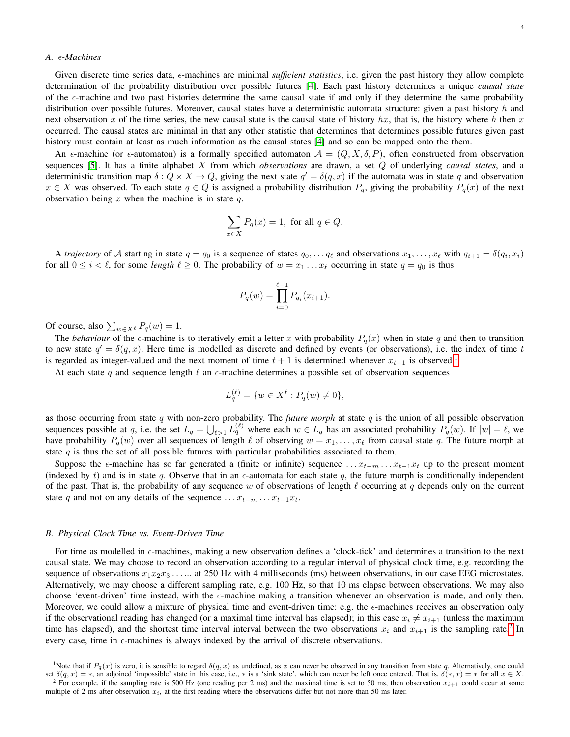### A. $\epsilon$-Machines

Given discrete time series data, $\epsilon$-machines are minimal *sufficient statistics*, i.e. given the past history they allow complete determination of the probability distribution over possible futures [4]. Each past history determines a unique *causal state* of the $\epsilon$-machine and two past histories determine the same causal state if and only if they determine the same probability distribution over possible futures. Moreover, causal states have a deterministic automata structure: given a past history $h$ and next observation $x$ of the time series, the new causal state is the causal state of history $hx$, that is, the history where $h$ then $x$ occurred. The causal states are minimal in that any other statistic that determines that determines possible futures given past history must contain at least as much information as the causal states [4] and so can be mapped onto the them.

An $\epsilon$-machine (or $\epsilon$-automaton) is a formally specified automaton $\mathcal{A} = (Q, X, \delta, P)$, often constructed from observation sequences [5]. It has a finite alphabet $X$ from which *observations* are drawn, a set $Q$ of underlying *causal states*, and a deterministic transition map $\delta : Q \times X \to Q$, giving the next state $q' = \delta(q, x)$ if the automata was in state $q$ and observation $x \in X$ was observed. To each state $q \in Q$ is assigned a probability distribution $P_q$, giving the probability $P_q(x)$ of the next observation being $x$ when the machine is in state $q$.

$$\sum_{x \in X} P_q(x) = 1, \text{ for all } q \in Q.$$

A *trajectory* of $\mathcal{A}$ starting in state $q = q_0$ is a sequence of states $q_0, \ldots q_\ell$ and observations $x_1, \ldots, x_\ell$ with $q_{i+1} = \delta(q_i, x_i)$ for all $0 \leq i < \ell$, for some *length* $\ell \geq 0$. The probability of $w = x_1 \ldots x_\ell$ occurring in state $q = q_0$ is thus

$$P_q(w) = \prod_{i=0}^{\ell-1} P_{q_i}(x_{i+1}).$$

Of course, also $\sum_{w \in X^\ell} P_q(w) = 1$.

The *behaviour* of the $\epsilon$-machine is to iteratively emit a letter $x$ with probability $P_q(x)$ when in state $q$ and then to transition to new state $q' = \delta(q, x)$. Here time is modelled as discrete and defined by events (or observations), i.e. the index of time $t$ is regarded as integer-valued and the next moment of time $t+1$ is determined whenever $x_{t+1}$ is observed.[1]

At each state $q$ and sequence length $\ell$ an $\epsilon$-machine determines a possible set of observation sequences

$$L_q^{(\ell)} = \{w \in X^\ell : P_q(w) \neq 0\},$$

as those occurring from state $q$ with non-zero probability. The *future morph* at state $q$ is the union of all possible observation sequences possible at $q$, i.e. the set $L_q = \bigcup_{\ell > 1} L_q^{(\ell)}$ where each $w \in L_q$ has an associated probability $P_q(w)$. If $|w| = \ell$, we have probability $P_q(w)$ over all sequences of length $\ell$ of observing $w = x_1, \ldots, x_\ell$ from causal state $q$. The future morph at state $q$ is thus the set of all possible futures with particular probabilities associated to them.

Suppose the $\epsilon$-machine has so far generated a (finite or infinite) sequence $\ldots x_{t-m} \ldots x_{t-1} x_t$ up to the present moment (indexed by $t$) and is in state $q$. Observe that in an $\epsilon$-automata for each state $q$, the future morph is conditionally independent of the past. That is, the probability of any sequence $w$ of observations of length $\ell$ occurring at $q$ depends only on the current state $q$ and not on any details of the sequence $\ldots x_{t-m} \ldots x_{t-1} x_t$.

### B. Physical Clock Time vs. Event-Driven Time

For time as modelled in $\epsilon$-machines, making a new observation defines a 'clock-tick' and determines a transition to the next causal state. We may choose to record an observation according to a regular interval of physical clock time, e.g. recording the sequence of observations $x_1 x_2 x_3 \ldots\ldots$ at 250 Hz with 4 milliseconds (ms) between observations, in our case EEG microstates. Alternatively, we may choose a different sampling rate, e.g. 100 Hz, so that 10 ms elapse between observations. We may also choose 'event-driven' time instead, with the $\epsilon$-machine making a transition whenever an observation is made, and only then. Moreover, we could allow a mixture of physical time and event-driven time: e.g. the $\epsilon$-machines receives an observation only if the observational reading has changed (or a maximal time interval has elapsed); in this case $x_i \neq x_{i+1}$ (unless the maximum time has elapsed), and the shortest time interval interval between the two observations $x_i$ and $x_{i+1}$ is the sampling rate.[2] In every case, time in $\epsilon$-machines is always indexed by the arrival of discrete observations.

---

[1] Note that if $P_q(x)$ is zero, it is sensible to regard $\delta(q, x)$ as undefined, as $x$ can never be observed in any transition from state $q$. Alternatively, one could set $\delta(q, x) = *$, an adjoined 'impossible' state in this case, i.e., $*$ is a 'sink state', which can never be left once entered. That is, $\delta(*, x) = *$ for all $x \in X$.

[2] For example, if the sampling rate is 500 Hz (one reading per 2 ms) and the maximal time is set to 50 ms, then observation $x_{i+1}$ could occur at some multiple of 2 ms after observation $x_i$, at the first reading where the observations differ but not more than 50 ms later.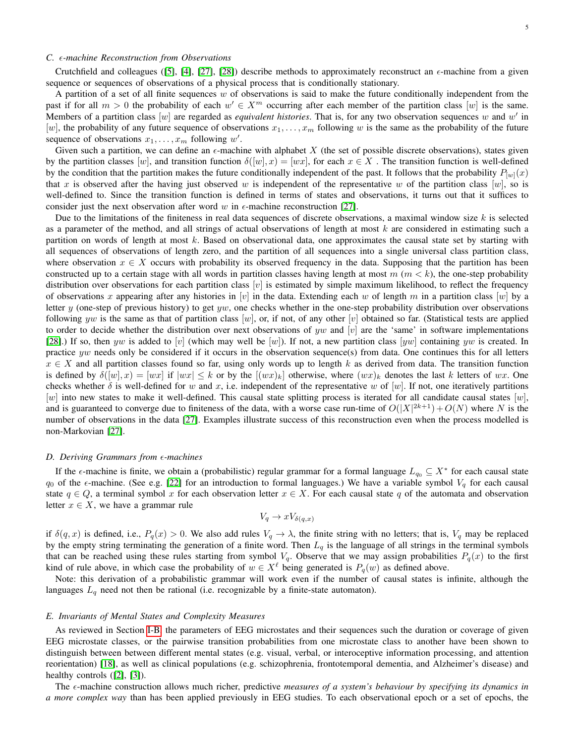### C. $\epsilon$-machine Reconstruction from Observations

Crutchfield and colleagues ([5], [4], [27], [28]) describe methods to approximately reconstruct an $\epsilon$-machine from a given sequence or sequences of observations of a physical process that is conditionally stationary.

A partition of a set of all finite sequences $w$ of observations is said to make the future conditionally independent from the past if for all $m > 0$ the probability of each $w' \in X^m$ occurring after each member of the partition class $[w]$ is the same. Members of a partition class $[w]$ are regarded as *equivalent histories*. That is, for any two observation sequences $w$ and $w'$ in $[w]$, the probability of any future sequence of observations $x_1, \ldots, x_m$ following $w$ is the same as the probability of the future sequence of observations $x_1, \ldots, x_m$ following $w'$.

Given such a partition, we can define an $\epsilon$-machine with alphabet $X$ (the set of possible discrete observations), states given by the partition classes $[w]$, and transition function $\delta([w], x) = [wx]$, for each $x \in X$ . The transition function is well-defined by the condition that the partition makes the future conditionally independent of the past. It follows that the probability $P_{[w]}(x)$ that $x$ is observed after the having just observed $w$ is independent of the representative $w$ of the partition class $[w]$, so is well-defined to. Since the transition function is defined in terms of states and observations, it turns out that it suffices to consider just the next observation after word $w$ in $\epsilon$-machine reconstruction [27].

Due to the limitations of the finiteness in real data sequences of discrete observations, a maximal window size $k$ is selected as a parameter of the method, and all strings of actual observations of length at most $k$ are considered in estimating such a partition on words of length at most $k$. Based on observational data, one approximates the causal state set by starting with all sequences of observations of length zero, and the partition of all sequences into a single universal class partition class, where observation $x \in X$ occurs with probability its observed frequency in the data. Supposing that the partition has been constructed up to a certain stage with all words in partition classes having length at most $m$ ($m < k$), the one-step probability distribution over observations for each partition class $[v]$ is estimated by simple maximum likelihood, to reflect the frequency of observations $x$ appearing after any histories in $[v]$ in the data. Extending each $w$ of length $m$ in a partition class $[w]$ by a letter $y$ (one-step of previous history) to get $yw$, one checks whether in the one-step probability distribution over observations following $yw$ is the same as that of partition class $[w]$, or, if not, of any other $[v]$ obtained so far. (Statistical tests are applied to order to decide whether the distribution over next observations of $yw$ and $[v]$ are the 'same' in software implementations [28].) If so, then $yw$ is added to $[v]$ (which may well be $[w]$). If not, a new partition class $[yw]$ containing $yw$ is created. In practice $yw$ needs only be considered if it occurs in the observation sequence(s) from data. One continues this for all letters $x \in X$ and all partition classes found so far, using only words up to length $k$ as derived from data. The transition function is defined by $\delta([w], x) = [wx]$ if $|wx| \leq k$ or by the $[(wx)_k]$ otherwise, where $(wx)_k$ denotes the last $k$ letters of $wx$. One checks whether $\delta$ is well-defined for $w$ and $x$, i.e. independent of the representative $w$ of $[w]$. If not, one iteratively partitions $[w]$ into new states to make it well-defined. This causal state splitting process is iterated for all candidate causal states $[w]$, and is guaranteed to converge due to finiteness of the data, with a worse case run-time of $O(|X|^{2k+1}) + O(N)$ where $N$ is the number of observations in the data [27]. Examples illustrate success of this reconstruction even when the process modelled is non-Markovian [27].

### D. Deriving Grammars from $\epsilon$-machines

If the $\epsilon$-machine is finite, we obtain a (probabilistic) regular grammar for a formal language $L_{q_0} \subseteq X^*$ for each causal state $q_0$ of the $\epsilon$-machine. (See e.g. [22] for an introduction to formal languages.) We have a variable symbol $V_q$ for each causal state $q \in Q$, a terminal symbol $x$ for each observation letter $x \in X$. For each causal state $q$ of the automata and observation letter $x \in X$, we have a grammar rule

$$V_q \rightarrow xV_{\delta(q,x)}$$

if $\delta(q, x)$ is defined, i.e., $P_q(x) > 0$. We also add rules $V_q \rightarrow \lambda$, the finite string with no letters; that is, $V_q$ may be replaced by the empty string terminating the generation of a finite word. Then $L_q$ is the language of all strings in the terminal symbols that can be reached using these rules starting from symbol $V_q$. Observe that we may assign probabilities $P_q(x)$ to the first kind of rule above, in which case the probability of $w \in X^\ell$ being generated is $P_q(w)$ as defined above.

Note: this derivation of a probabilistic grammar will work even if the number of causal states is infinite, although the languages $L_q$ need not then be rational (i.e. recognizable by a finite-state automaton).

### E. Invariants of Mental States and Complexity Measures

As reviewed in Section I-B, the parameters of EEG microstates and their sequences such the duration or coverage of given EEG microstate classes, or the pairwise transition probabilities from one microstate class to another have been shown to distinguish between between different mental states (e.g. visual, verbal, or interoceptive information processing, and attention reorientation) [18], as well as clinical populations (e.g. schizophrenia, frontotemporal dementia, and Alzheimer's disease) and healthy controls ([2], [3]).

The $\epsilon$-machine construction allows much richer, predictive *measures of a system's behaviour by specifying its dynamics in a more complex way* than has been applied previously in EEG studies. To each observational epoch or a set of epochs, the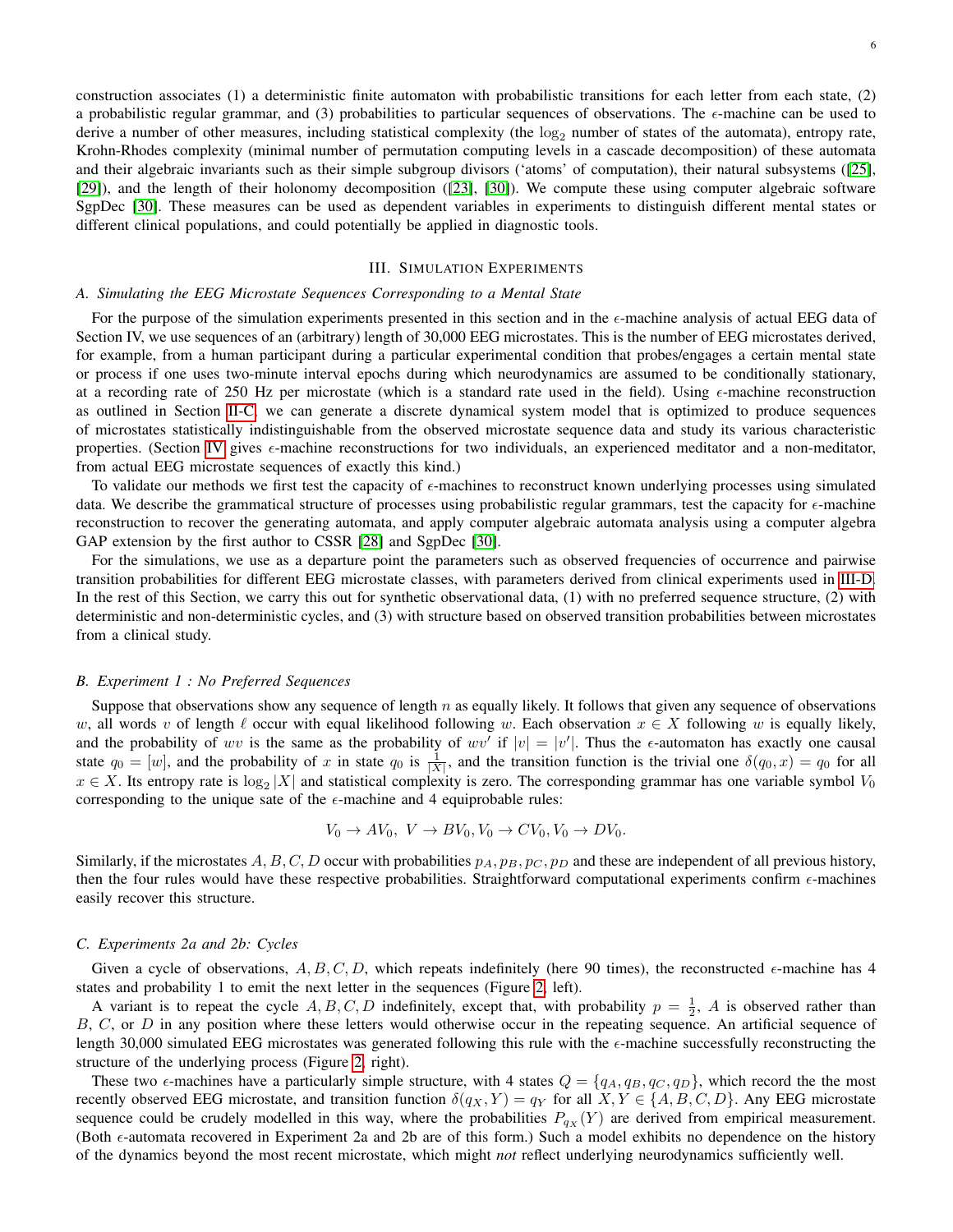construction associates (1) a deterministic finite automaton with probabilistic transitions for each letter from each state, (2) a probabilistic regular grammar, and (3) probabilities to particular sequences of observations. The $\epsilon$-machine can be used to derive a number of other measures, including statistical complexity (the $\log_2$ number of states of the automata), entropy rate, Krohn-Rhodes complexity (minimal number of permutation computing levels in a cascade decomposition) of these automata and their algebraic invariants such as their simple subgroup divisors ('atoms' of computation), their natural subsystems ([25], [29]), and the length of their holonomy decomposition ([23], [30]). We compute these using computer algebraic software SgpDec [30]. These measures can be used as dependent variables in experiments to distinguish different mental states or different clinical populations, and could potentially be applied in diagnostic tools.

## III. Simulation Experiments

### A. Simulating the EEG Microstate Sequences Corresponding to a Mental State

For the purpose of the simulation experiments presented in this section and in the $\epsilon$-machine analysis of actual EEG data of Section IV, we use sequences of an (arbitrary) length of 30,000 EEG microstates. This is the number of EEG microstates derived, for example, from a human participant during a particular experimental condition that probes/engages a certain mental state or process if one uses two-minute interval epochs during which neurodynamics are assumed to be conditionally stationary, at a recording rate of 250 Hz per microstate (which is a standard rate used in the field). Using $\epsilon$-machine reconstruction as outlined in Section II-C, we can generate a discrete dynamical system model that is optimized to produce sequences of microstates statistically indistinguishable from the observed microstate sequence data and study its various characteristic properties. (Section IV gives $\epsilon$-machine reconstructions for two individuals, an experienced meditator and a non-meditator, from actual EEG microstate sequences of exactly this kind.)

To validate our methods we first test the capacity of $\epsilon$-machines to reconstruct known underlying processes using simulated data. We describe the grammatical structure of processes using probabilistic regular grammars, test the capacity for $\epsilon$-machine reconstruction to recover the generating automata, and apply computer algebraic automata analysis using a computer algebra GAP extension by the first author to CSSR [28] and SgpDec [30].

For the simulations, we use as a departure point the parameters such as observed frequencies of occurrence and pairwise transition probabilities for different EEG microstate classes, with parameters derived from clinical experiments used in III-D. In the rest of this Section, we carry this out for synthetic observational data, (1) with no preferred sequence structure, (2) with deterministic and non-deterministic cycles, and (3) with structure based on observed transition probabilities between microstates from a clinical study.

### B. Experiment 1 : No Preferred Sequences

Suppose that observations show any sequence of length $n$ as equally likely. It follows that given any sequence of observations $w$, all words $v$ of length $\ell$ occur with equal likelihood following $w$. Each observation $x \in X$ following $w$ is equally likely, and the probability of $wv$ is the same as the probability of $wv'$ if $|v| = |v'|$. Thus the $\epsilon$-automaton has exactly one causal state $q_0 = [w]$, and the probability of $x$ in state $q_0$ is $\frac{1}{|X|}$, and the transition function is the trivial one $\delta(q_0, x) = q_0$ for all $x \in X$. Its entropy rate is $\log_2 |X|$ and statistical complexity is zero. The corresponding grammar has one variable symbol $V_0$ corresponding to the unique sate of the $\epsilon$-machine and 4 equiprobable rules:

$$V_0 \to AV_0,\ V \to BV_0, V_0 \to CV_0, V_0 \to DV_0.$$

Similarly, if the microstates $A, B, C, D$ occur with probabilities $p_A, p_B, p_C, p_D$ and these are independent of all previous history, then the four rules would have these respective probabilities. Straightforward computational experiments confirm $\epsilon$-machines easily recover this structure.

### C. Experiments 2a and 2b: Cycles

Given a cycle of observations, $A, B, C, D$, which repeats indefinitely (here 90 times), the reconstructed $\epsilon$-machine has 4 states and probability 1 to emit the next letter in the sequences (Figure 2, left).

A variant is to repeat the cycle $A, B, C, D$ indefinitely, except that, with probability $p = \frac{1}{2}$, $A$ is observed rather than $B$, $C$, or $D$ in any position where these letters would otherwise occur in the repeating sequence. An artificial sequence of length 30,000 simulated EEG microstates was generated following this rule with the $\epsilon$-machine successfully reconstructing the structure of the underlying process (Figure 2, right).

These two $\epsilon$-machines have a particularly simple structure, with 4 states $Q = \{q_A, q_B, q_C, q_D\}$, which record the the most recently observed EEG microstate, and transition function $\delta(q_X, Y) = q_Y$ for all $X, Y \in \{A, B, C, D\}$. Any EEG microstate sequence could be crudely modelled in this way, where the probabilities $P_{q_X}(Y)$ are derived from empirical measurement. (Both $\epsilon$-automata recovered in Experiment 2a and 2b are of this form.) Such a model exhibits no dependence on the history of the dynamics beyond the most recent microstate, which might *not* reflect underlying neurodynamics sufficiently well.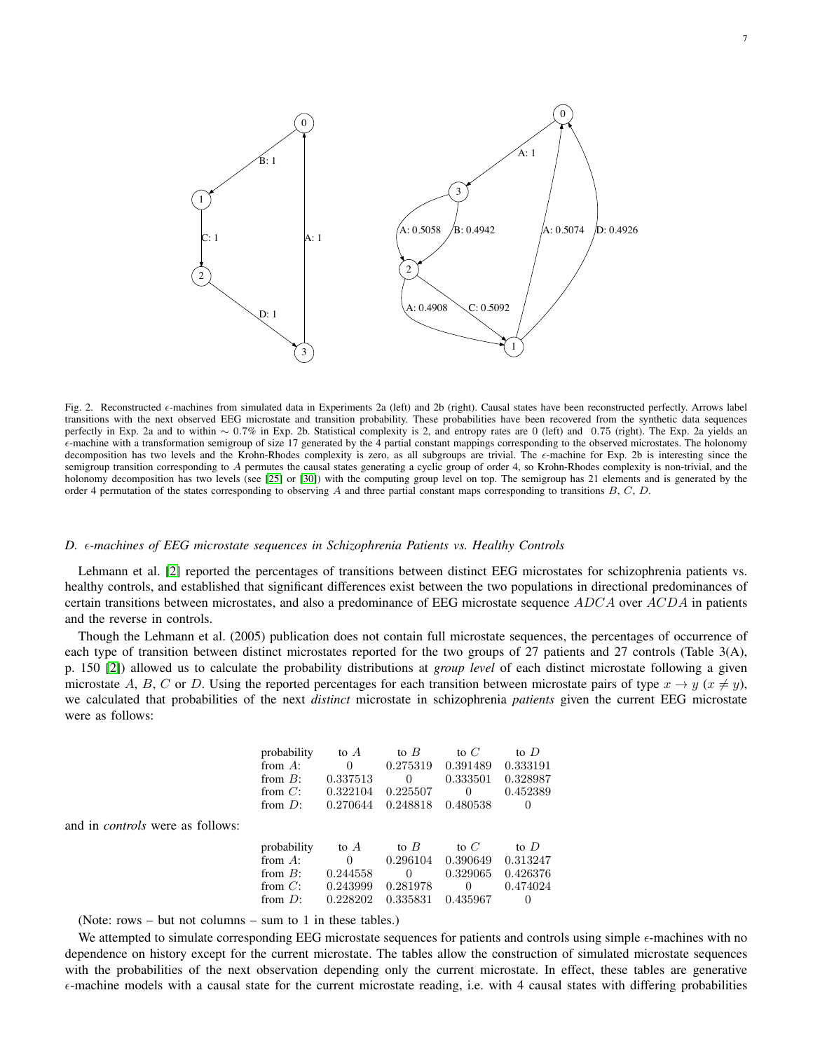Fig. 2. Reconstructed $\epsilon$-machines from simulated data in Experiments 2a (left) and 2b (right). Causal states have been reconstructed perfectly. Arrows label transitions with the next observed EEG microstate and transition probability. These probabilities have been recovered from the synthetic data sequences perfectly in Exp. 2a and to within $\sim 0.7\%$ in Exp. 2b. Statistical complexity is 2, and entropy rates are 0 (left) and 0.75 (right). The Exp. 2a yields an $\epsilon$-machine with a transformation semigroup of size 17 generated by the 4 partial constant mappings corresponding to the observed microstates. The holonomy decomposition has two levels and the Krohn-Rhodes complexity is zero, as all subgroups are trivial. The $\epsilon$-machine for Exp. 2b is interesting since the semigroup transition corresponding to $A$ permutes the causal states generating a cyclic group of order 4, so Krohn-Rhodes complexity is non-trivial, and the holonomy decomposition has two levels (see [25] or [30]) with the computing group level on top. The semigroup has 21 elements and is generated by the order 4 permutation of the states corresponding to observing $A$ and three partial constant maps corresponding to transitions $B$, $C$, $D$.

### D. $\epsilon$-machines of EEG microstate sequences in Schizophrenia Patients vs. Healthy Controls

Lehmann et al. [2] reported the percentages of transitions between distinct EEG microstates for schizophrenia patients vs. healthy controls, and established that significant differences exist between the two populations in directional predominances of certain transitions between microstates, and also a predominance of EEG microstate sequence $ADCA$ over $ACDA$ in patients and the reverse in controls.

Though the Lehmann et al. (2005) publication does not contain full microstate sequences, the percentages of occurrence of each type of transition between distinct microstates reported for the two groups of 27 patients and 27 controls (Table 3(A), p. 150 [2]) allowed us to calculate the probability distributions at *group level* of each distinct microstate following a given microstate $A$, $B$, $C$ or $D$. Using the reported percentages for each transition between microstate pairs of type $x \rightarrow y$ ($x \neq y$), we calculated that probabilities of the next *distinct* microstate in schizophrenia *patients* given the current EEG microstate were as follows:

| probability | to $A$ | to $B$ | to $C$ | to $D$ |
|---|---|---|---|---|
| from $A$: | 0 | 0.275319 | 0.391489 | 0.333191 |
| from $B$: | 0.337513 | 0 | 0.333501 | 0.328987 |
| from $C$: | 0.322104 | 0.225507 | 0 | 0.452389 |
| from $D$: | 0.270644 | 0.248818 | 0.480538 | 0 |

and in *controls* were as follows:

| probability | to $A$ | to $B$ | to $C$ | to $D$ |
|---|---|---|---|---|
| from $A$: | 0 | 0.296104 | 0.390649 | 0.313247 |
| from $B$: | 0.244558 | 0 | 0.329065 | 0.426376 |
| from $C$: | 0.243999 | 0.281978 | 0 | 0.474024 |
| from $D$: | 0.228202 | 0.335831 | 0.435967 | 0 |

(Note: rows – but not columns – sum to 1 in these tables.)

We attempted to simulate corresponding EEG microstate sequences for patients and controls using simple $\epsilon$-machines with no dependence on history except for the current microstate. The tables allow the construction of simulated microstate sequences with the probabilities of the next observation depending only the current microstate. In effect, these tables are generative $\epsilon$-machine models with a causal state for the current microstate reading, i.e. with 4 causal states with differing probabilities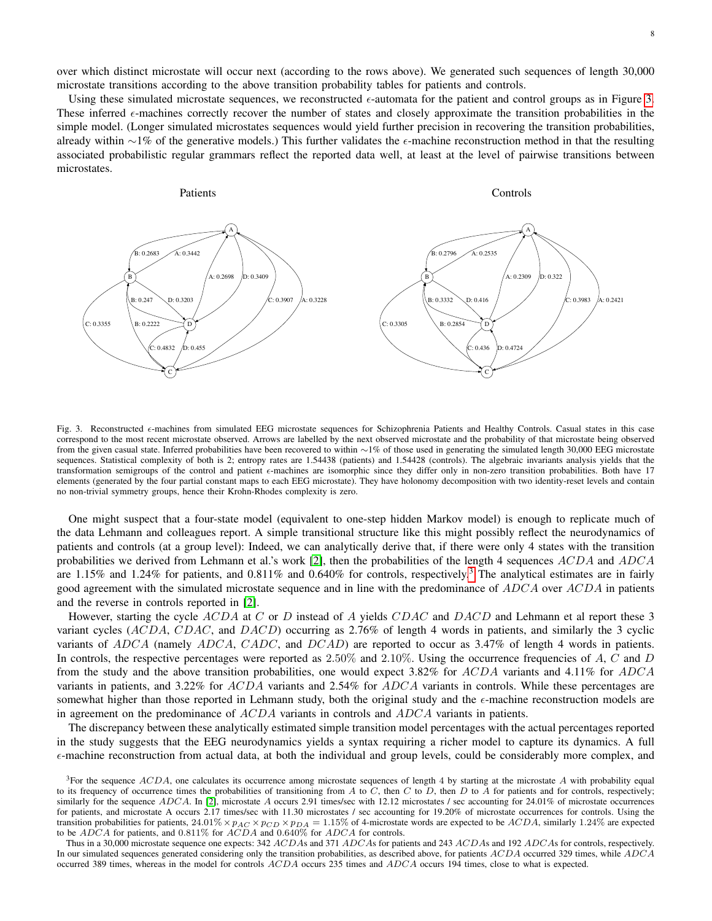over which distinct microstate will occur next (according to the rows above). We generated such sequences of length 30,000 microstate transitions according to the above transition probability tables for patients and controls.

Using these simulated microstate sequences, we reconstructed $\epsilon$-automata for the patient and control groups as in Figure 3. These inferred $\epsilon$-machines correctly recover the number of states and closely approximate the transition probabilities in the simple model. (Longer simulated microstates sequences would yield further precision in recovering the transition probabilities, already within $\sim$1% of the generative models.) This further validates the $\epsilon$-machine reconstruction method in that the resulting associated probabilistic regular grammars reflect the reported data well, at least at the level of pairwise transitions between microstates.

Fig. 3. Reconstructed $\epsilon$-machines from simulated EEG microstate sequences for Schizophrenia Patients and Healthy Controls. Casual states in this case correspond to the most recent microstate observed. Arrows are labelled by the next observed microstate and the probability of that microstate being observed from the given casual state. Inferred probabilities have been recovered to within $\sim$1% of those used in generating the simulated length 30,000 EEG microstate sequences. Statistical complexity of both is 2; entropy rates are 1.54438 (patients) and 1.54428 (controls). The algebraic invariants analysis yields that the transformation semigroups of the control and patient $\epsilon$-machines are isomorphic since they differ only in non-zero transition probabilities. Both have 17 elements (generated by the four partial constant maps to each EEG microstate). They have holonomy decomposition with two identity-reset levels and contain no non-trivial symmetry groups, hence their Krohn-Rhodes complexity is zero.

One might suspect that a four-state model (equivalent to one-step hidden Markov model) is enough to replicate much of the data Lehmann and colleagues report. A simple transitional structure like this might possibly reflect the neurodynamics of patients and controls (at a group level): Indeed, we can analytically derive that, if there were only 4 states with the transition probabilities we derived from Lehmann et al.'s work [2], then the probabilities of the length 4 sequences $ACDA$ and $ADCA$ are 1.15% and 1.24% for patients, and 0.811% and 0.640% for controls, respectively.[3] The analytical estimates are in fairly good agreement with the simulated microstate sequence and in line with the predominance of $ADCA$ over $ACDA$ in patients and the reverse in controls reported in [2].

However, starting the cycle $ACDA$ at $C$ or $D$ instead of $A$ yields $CDAC$ and $DACD$ and Lehmann et al report these 3 variant cycles ($ACDA$, $CDAC$, and $DACD$) occurring as 2.76% of length 4 words in patients, and similarly the 3 cyclic variants of $ADCA$ (namely $ADCA$, $CADC$, and $DCAD$) are reported to occur as 3.47% of length 4 words in patients. In controls, the respective percentages were reported as 2.50% and 2.10%. Using the occurrence frequencies of $A$, $C$ and $D$ from the study and the above transition probabilities, one would expect 3.82% for $ACDA$ variants and 4.11% for $ADCA$ variants in patients, and 3.22% for $ACDA$ variants and 2.54% for $ADCA$ variants in controls. While these percentages are somewhat higher than those reported in Lehmann study, both the original study and the $\epsilon$-machine reconstruction models are in agreement on the predominance of $ACDA$ variants in controls and $ADCA$ variants in patients.

The discrepancy between these analytically estimated simple transition model percentages with the actual percentages reported in the study suggests that the EEG neurodynamics yields a syntax requiring a richer model to capture its dynamics. A full $\epsilon$-machine reconstruction from actual data, at both the individual and group levels, could be considerably more complex, and

[3] For the sequence $ACDA$, one calculates its occurrence among microstate sequences of length 4 by starting at the microstate $A$ with probability equal to its frequency of occurrence times the probabilities of transitioning from $A$ to $C$, then $C$ to $D$, then $D$ to $A$ for patients and for controls, respectively; similarly for the sequence $ADCA$. In [2], microstate $A$ occurs 2.91 times/sec with 12.12 microstates / sec accounting for 24.01% of microstate occurrences for patients, and microstate A occurs 2.17 times/sec with 11.30 microstates / sec accounting for 19.20% of microstate occurrences for controls. Using the transition probabilities for patients, $24.01\% \times p_{AC} \times p_{CD} \times p_{DA} = 1.15\%$ of 4-microstate words are expected to be $ACDA$, similarly 1.24% are expected to be $ADCA$ for patients, and 0.811% for $ACDA$ and 0.640% for $ADCA$ for controls.

Thus in a 30,000 microstate sequence one expects: 342 $ACDA$s and 371 $ADCA$s for patients and 243 $ACDA$s and 192 $ADCA$s for controls, respectively. In our simulated sequences generated considering only the transition probabilities, as described above, for patients $ACDA$ occurred 329 times, while $ADCA$ occurred 389 times, whereas in the model for controls $ACDA$ occurs 235 times and $ADCA$ occurs 194 times, close to what is expected.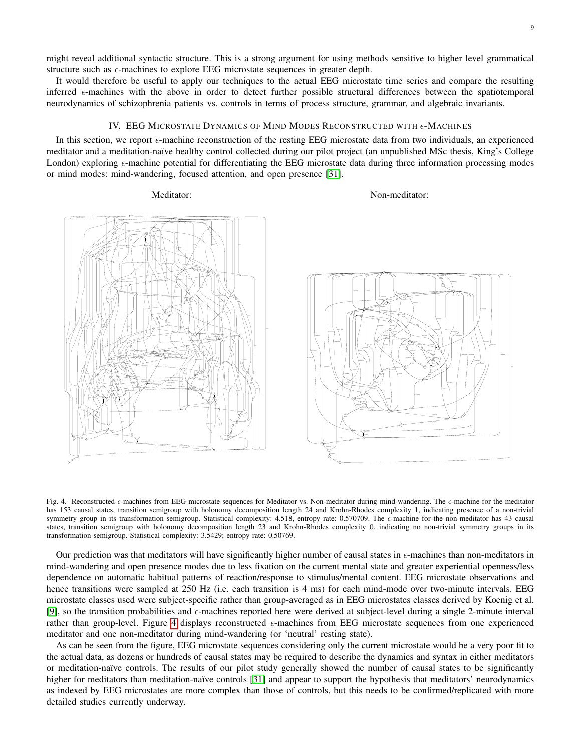might reveal additional syntactic structure. This is a strong argument for using methods sensitive to higher level grammatical structure such as $\epsilon$-machines to explore EEG microstate sequences in greater depth.

It would therefore be useful to apply our techniques to the actual EEG microstate time series and compare the resulting inferred $\epsilon$-machines with the above in order to detect further possible structural differences between the spatiotemporal neurodynamics of schizophrenia patients vs. controls in terms of process structure, grammar, and algebraic invariants.

## IV. EEG Microstate Dynamics of Mind Modes Reconstructed with $\epsilon$-Machines

In this section, we report $\epsilon$-machine reconstruction of the resting EEG microstate data from two individuals, an experienced meditator and a meditation-naïve healthy control collected during our pilot project (an unpublished MSc thesis, King's College London) exploring $\epsilon$-machine potential for differentiating the EEG microstate data during three information processing modes or mind modes: mind-wandering, focused attention, and open presence [31].

Meditator: Non-meditator:

Fig. 4. Reconstructed $\epsilon$-machines from EEG microstate sequences for Meditator vs. Non-meditator during mind-wandering. The $\epsilon$-machine for the meditator has 153 causal states, transition semigroup with holonomy decomposition length 24 and Krohn-Rhodes complexity 1, indicating presence of a non-trivial symmetry group in its transformation semigroup. Statistical complexity: 4.518, entropy rate: 0.570709. The $\epsilon$-machine for the non-meditator has 43 causal states, transition semigroup with holonomy decomposition length 23 and Krohn-Rhodes complexity 0, indicating no non-trivial symmetry groups in its transformation semigroup. Statistical complexity: 3.5429; entropy rate: 0.50769.

Our prediction was that meditators will have significantly higher number of causal states in $\epsilon$-machines than non-meditators in mind-wandering and open presence modes due to less fixation on the current mental state and greater experiential openness/less dependence on automatic habitual patterns of reaction/response to stimulus/mental content. EEG microstate observations and hence transitions were sampled at 250 Hz (i.e. each transition is 4 ms) for each mind-mode over two-minute intervals. EEG microstate classes used were subject-specific rather than group-averaged as in EEG microstates classes derived by Koenig et al. [9], so the transition probabilities and $\epsilon$-machines reported here were derived at subject-level during a single 2-minute interval rather than group-level. Figure 4 displays reconstructed $\epsilon$-machines from EEG microstate sequences from one experienced meditator and one non-meditator during mind-wandering (or 'neutral' resting state).

As can be seen from the figure, EEG microstate sequences considering only the current microstate would be a very poor fit to the actual data, as dozens or hundreds of causal states may be required to describe the dynamics and syntax in either meditators or meditation-naïve controls. The results of our pilot study generally showed the number of causal states to be significantly higher for meditators than meditation-naïve controls [31] and appear to support the hypothesis that meditators' neurodynamics as indexed by EEG microstates are more complex than those of controls, but this needs to be confirmed/replicated with more detailed studies currently underway.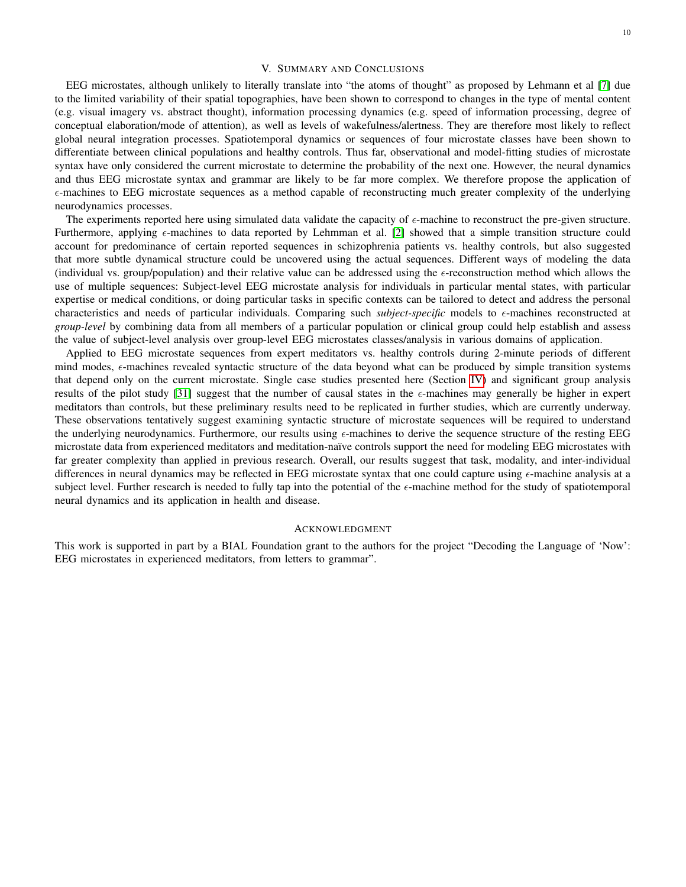## V. Summary and Conclusions

EEG microstates, although unlikely to literally translate into "the atoms of thought" as proposed by Lehmann et al [7] due to the limited variability of their spatial topographies, have been shown to correspond to changes in the type of mental content (e.g. visual imagery vs. abstract thought), information processing dynamics (e.g. speed of information processing, degree of conceptual elaboration/mode of attention), as well as levels of wakefulness/alertness. They are therefore most likely to reflect global neural integration processes. Spatiotemporal dynamics or sequences of four microstate classes have been shown to differentiate between clinical populations and healthy controls. Thus far, observational and model-fitting studies of microstate syntax have only considered the current microstate to determine the probability of the next one. However, the neural dynamics and thus EEG microstate syntax and grammar are likely to be far more complex. We therefore propose the application of $\epsilon$-machines to EEG microstate sequences as a method capable of reconstructing much greater complexity of the underlying neurodynamics processes.

The experiments reported here using simulated data validate the capacity of $\epsilon$-machine to reconstruct the pre-given structure. Furthermore, applying $\epsilon$-machines to data reported by Lehmman et al. [2] showed that a simple transition structure could account for predominance of certain reported sequences in schizophrenia patients vs. healthy controls, but also suggested that more subtle dynamical structure could be uncovered using the actual sequences. Different ways of modeling the data (individual vs. group/population) and their relative value can be addressed using the $\epsilon$-reconstruction method which allows the use of multiple sequences: Subject-level EEG microstate analysis for individuals in particular mental states, with particular expertise or medical conditions, or doing particular tasks in specific contexts can be tailored to detect and address the personal characteristics and needs of particular individuals. Comparing such *subject-specific* models to $\epsilon$-machines reconstructed at *group-level* by combining data from all members of a particular population or clinical group could help establish and assess the value of subject-level analysis over group-level EEG microstates classes/analysis in various domains of application.

Applied to EEG microstate sequences from expert meditators vs. healthy controls during 2-minute periods of different mind modes, $\epsilon$-machines revealed syntactic structure of the data beyond what can be produced by simple transition systems that depend only on the current microstate. Single case studies presented here (Section IV) and significant group analysis results of the pilot study [31] suggest that the number of causal states in the $\epsilon$-machines may generally be higher in expert meditators than controls, but these preliminary results need to be replicated in further studies, which are currently underway. These observations tentatively suggest examining syntactic structure of microstate sequences will be required to understand the underlying neurodynamics. Furthermore, our results using $\epsilon$-machines to derive the sequence structure of the resting EEG microstate data from experienced meditators and meditation-naïve controls support the need for modeling EEG microstates with far greater complexity than applied in previous research. Overall, our results suggest that task, modality, and inter-individual differences in neural dynamics may be reflected in EEG microstate syntax that one could capture using $\epsilon$-machine analysis at a subject level. Further research is needed to fully tap into the potential of the $\epsilon$-machine method for the study of spatiotemporal neural dynamics and its application in health and disease.

## Acknowledgment

This work is supported in part by a BIAL Foundation grant to the authors for the project "Decoding the Language of 'Now': EEG microstates in experienced meditators, from letters to grammar".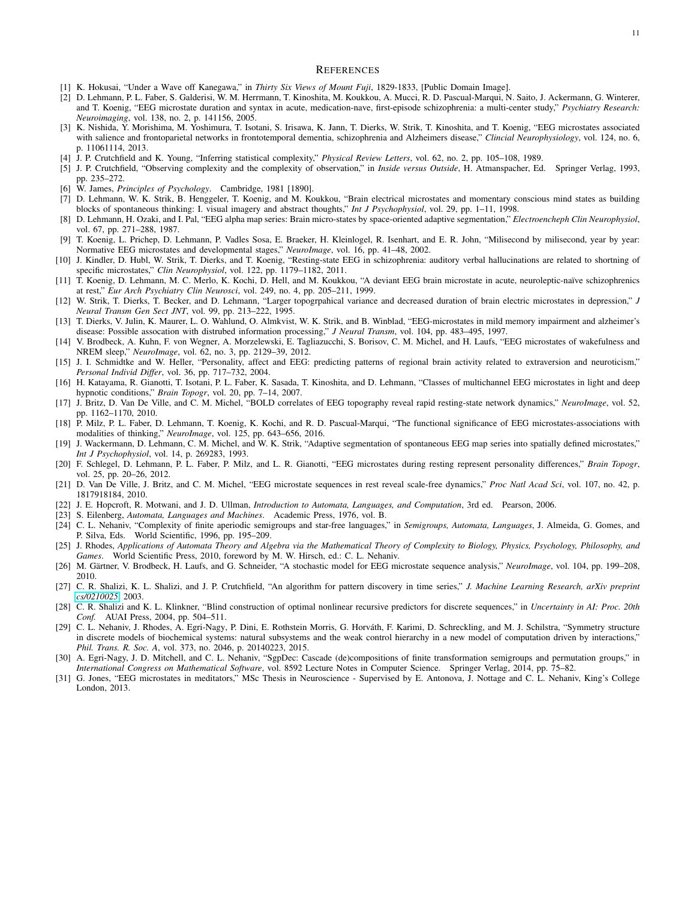# REFERENCES

[1] K. Hokusai, "Under a Wave off Kanegawa," in *Thirty Six Views of Mount Fuji*, 1829-1833, [Public Domain Image].

[2] D. Lehmann, P. L. Faber, S. Galderisi, W. M. Herrmann, T. Kinoshita, M. Koukkou, A. Mucci, R. D. Pascual-Marqui, N. Saito, J. Ackermann, G. Winterer, and T. Koenig, "EEG microstate duration and syntax in acute, medication-nave, first-episode schizophrenia: a multi-center study," *Psychiatry Research: Neuroimaging*, vol. 138, no. 2, p. 141156, 2005.

[3] K. Nishida, Y. Morishima, M. Yoshimura, T. Isotani, S. Irisawa, K. Jann, T. Dierks, W. Strik, T. Kinoshita, and T. Koenig, "EEG microstates associated with salience and frontoparietal networks in frontotemporal dementia, schizophrenia and Alzheimers disease," *Clincial Neurophysiology*, vol. 124, no. 6, p. 11061114, 2013.

[4] J. P. Crutchfield and K. Young, "Inferring statistical complexity," *Physical Review Letters*, vol. 62, no. 2, pp. 105–108, 1989.

[5] J. P. Crutchfield, "Observing complexity and the complexity of observation," in *Inside versus Outside*, H. Atmanspacher, Ed. Springer Verlag, 1993, pp. 235–272.

[6] W. James, *Principles of Psychology*. Cambridge, 1981 [1890].

[7] D. Lehmann, W. K. Strik, B. Henggeler, T. Koenig, and M. Koukkou, "Brain electrical microstates and momentary conscious mind states as building blocks of spontaneous thinking: I. visual imagery and abstract thoughts," *Int J Psychophysiol*, vol. 29, pp. 1–11, 1998.

[8] D. Lehmann, H. Ozaki, and I. Pal, "EEG alpha map series: Brain micro-states by space-oriented adaptive segmentation," *Electroencheph Clin Neurophysiol*, vol. 67, pp. 271–288, 1987.

[9] T. Koenig, L. Prichep, D. Lehmann, P. Vadles Sosa, E. Braeker, H. Kleinlogel, R. Isenhart, and E. R. John, "Milisecond by milisecond, year by year: Normative EEG microstates and developmental stages," *NeuroImage*, vol. 16, pp. 41–48, 2002.

[10] J. Kindler, D. Hubl, W. Strik, T. Dierks, and T. Koenig, "Resting-state EEG in schizophrenia: auditory verbal hallucinations are related to shortning of specific microstates," *Clin Neurophysiol*, vol. 122, pp. 1179–1182, 2011.

[11] T. Koenig, D. Lehmann, M. C. Merlo, K. Kochi, D. Hell, and M. Koukkou, "A deviant EEG brain microstate in acute, neuroleptic-naïve schizophrenics at rest," *Eur Arch Psychiatry Clin Neurosci*, vol. 249, no. 4, pp. 205–211, 1999.

[12] W. Strik, T. Dierks, T. Becker, and D. Lehmann, "Larger topogrpahical variance and decreased duration of brain electric microstates in depression," *J Neural Transm Gen Sect JNT*, vol. 99, pp. 213–222, 1995.

[13] T. Dierks, V. Julin, K. Maurer, L. O. Wahlund, O. Almkvist, W. K. Strik, and B. Winblad, "EEG-microstates in mild memory impairment and alzheimer's disease: Possible assocation with distrubed information processing," *J Neural Transm*, vol. 104, pp. 483–495, 1997.

[14] V. Brodbeck, A. Kuhn, F. von Wegner, A. Morzelewski, E. Tagliazucchi, S. Borisov, C. M. Michel, and H. Laufs, "EEG microstates of wakefulness and NREM sleep," *NeuroImage*, vol. 62, no. 3, pp. 2129–39, 2012.

[15] J. I. Schmidtke and W. Heller, "Personality, affect and EEG: predicting patterns of regional brain activity related to extraversion and neuroticism," *Personal Individ Differ*, vol. 36, pp. 717–732, 2004.

[16] H. Katayama, R. Gianotti, T. Isotani, P. L. Faber, K. Sasada, T. Kinoshita, and D. Lehmann, "Classes of multichannel EEG microstates in light and deep hypnotic conditions," *Brain Topogr*, vol. 20, pp. 7–14, 2007.

[17] J. Britz, D. Van De Ville, and C. M. Michel, "BOLD correlates of EEG topography reveal rapid resting-state network dynamics," *NeuroImage*, vol. 52, pp. 1162–1170, 2010.

[18] P. Milz, P. L. Faber, D. Lehmann, T. Koenig, K. Kochi, and R. D. Pascual-Marqui, "The functional significance of EEG microstates-associations with modalities of thinking," *NeuroImage*, vol. 125, pp. 643–656, 2016.

[19] J. Wackermann, D. Lehmann, C. M. Michel, and W. K. Strik, "Adaptive segmentation of spontaneous EEG map series into spatially defined microstates," *Int J Psychophysiol*, vol. 14, p. 269283, 1993.

[20] F. Schlegel, D. Lehmann, P. L. Faber, P. Milz, and L. R. Gianotti, "EEG microstates during resting represent personality differences," *Brain Topogr*, vol. 25, pp. 20–26, 2012.

[21] D. Van De Ville, J. Britz, and C. M. Michel, "EEG microstate sequences in rest reveal scale-free dynamics," *Proc Natl Acad Sci*, vol. 107, no. 42, p. 1817918184, 2010.

[22] J. E. Hopcroft, R. Motwani, and J. D. Ullman, *Introduction to Automata, Languages, and Computation*, 3rd ed. Pearson, 2006.

[23] S. Eilenberg, *Automata, Languages and Machines*. Academic Press, 1976, vol. B.

[24] C. L. Nehaniv, "Complexity of finite aperiodic semigroups and star-free languages," in *Semigroups, Automata, Languages*, J. Almeida, G. Gomes, and P. Silva, Eds. World Scientific, 1996, pp. 195–209.

[25] J. Rhodes, *Applications of Automata Theory and Algebra via the Mathematical Theory of Complexity to Biology, Physics, Psychology, Philosophy, and Games*. World Scientific Press, 2010, foreword by M. W. Hirsch, ed.: C. L. Nehaniv.

[26] M. Gärtner, V. Brodbeck, H. Laufs, and G. Schneider, "A stochastic model for EEG microstate sequence analysis," *NeuroImage*, vol. 104, pp. 199–208, 2010.

[27] C. R. Shalizi, K. L. Shalizi, and J. P. Crutchfield, "An algorithm for pattern discovery in time series," *J. Machine Learning Research, arXiv preprint cs/0210025*, 2003.

[28] C. R. Shalizi and K. L. Klinkner, "Blind construction of optimal nonlinear recursive predictors for discrete sequences," in *Uncertainty in AI: Proc. 20th Conf.* AUAI Press, 2004, pp. 504–511.

[29] C. L. Nehaniv, J. Rhodes, A. Egri-Nagy, P. Dini, E. Rothstein Morris, G. Horváth, F. Karimi, D. Schreckling, and M. J. Schilstra, "Symmetry structure in discrete models of biochemical systems: natural subsystems and the weak control hierarchy in a new model of computation driven by interactions," *Phil. Trans. R. Soc. A*, vol. 373, no. 2046, p. 20140223, 2015.

[30] A. Egri-Nagy, J. D. Mitchell, and C. L. Nehaniv, "SgpDec: Cascade (de)compositions of finite transformation semigroups and permutation groups," in *International Congress on Mathematical Software*, vol. 8592 Lecture Notes in Computer Science. Springer Verlag, 2014, pp. 75–82.

[31] G. Jones, "EEG microstates in meditators," MSc Thesis in Neuroscience - Supervised by E. Antonova, J. Nottage and C. L. Nehaniv, King's College London, 2013.